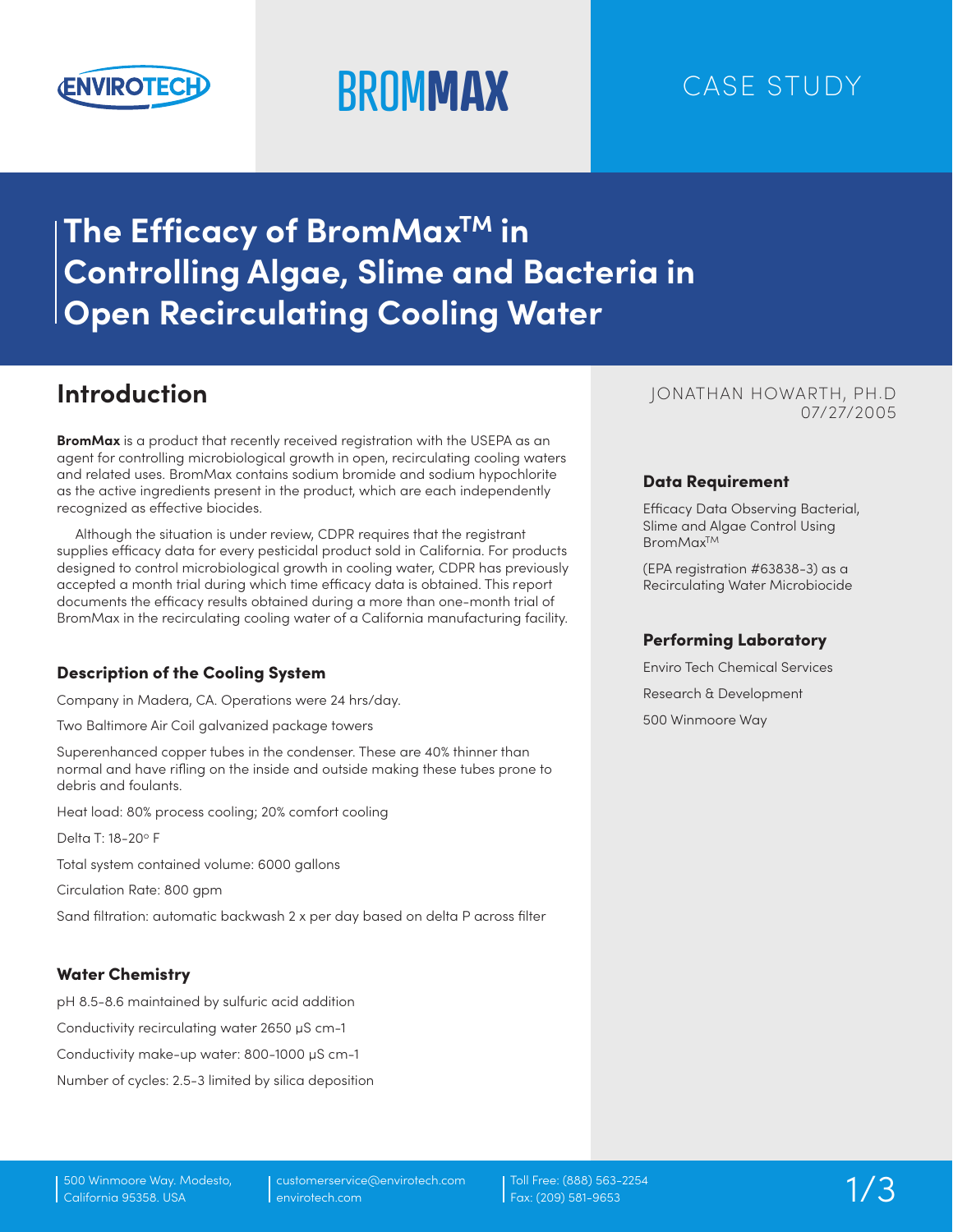ENVIROTECH

BROMMAX

CASE STUDY

# The Efficacy of BromMax$^{TM}$ in Controlling Algae, Slime and Bacteria in Open Recirculating Cooling Water

JONATHAN HOWARTH, PH.D
07/27/2005

## Introduction

**BromMax** is a product that recently received registration with the USEPA as an agent for controlling microbiological growth in open, recirculating cooling waters and related uses. BromMax contains sodium bromide and sodium hypochlorite as the active ingredients present in the product, which are each independently recognized as effective biocides.

Although the situation is under review, CDPR requires that the registrant supplies efficacy data for every pesticidal product sold in California. For products designed to control microbiological growth in cooling water, CDPR has previously accepted a month trial during which time efficacy data is obtained. This report documents the efficacy results obtained during a more than one-month trial of BromMax in the recirculating cooling water of a California manufacturing facility.

### Description of the Cooling System

Company in Madera, CA. Operations were 24 hrs/day.

Two Baltimore Air Coil galvanized package towers

Superenhanced copper tubes in the condenser. These are 40% thinner than normal and have rifling on the inside and outside making these tubes prone to debris and foulants.

Heat load: 80% process cooling; 20% comfort cooling

Delta T: 18-20° F

Total system contained volume: 6000 gallons

Circulation Rate: 800 gpm

Sand filtration: automatic backwash 2 x per day based on delta P across filter

### Water Chemistry

pH 8.5-8.6 maintained by sulfuric acid addition

Conductivity recirculating water 2650 µS cm-1

Conductivity make-up water: 800-1000 µS cm-1

Number of cycles: 2.5-3 limited by silica deposition

### Data Requirement

Efficacy Data Observing Bacterial, Slime and Algae Control Using BromMax$^{TM}$

(EPA registration #63838-3) as a Recirculating Water Microbiocide

### Performing Laboratory

Enviro Tech Chemical Services

Research & Development

500 Winmoore Way

500 Winmoore Way. Modesto, California 95358. USA

customerservice@envirotech.com
envirotech.com

Toll Free: (888) 563-2254
Fax: (209) 581-9653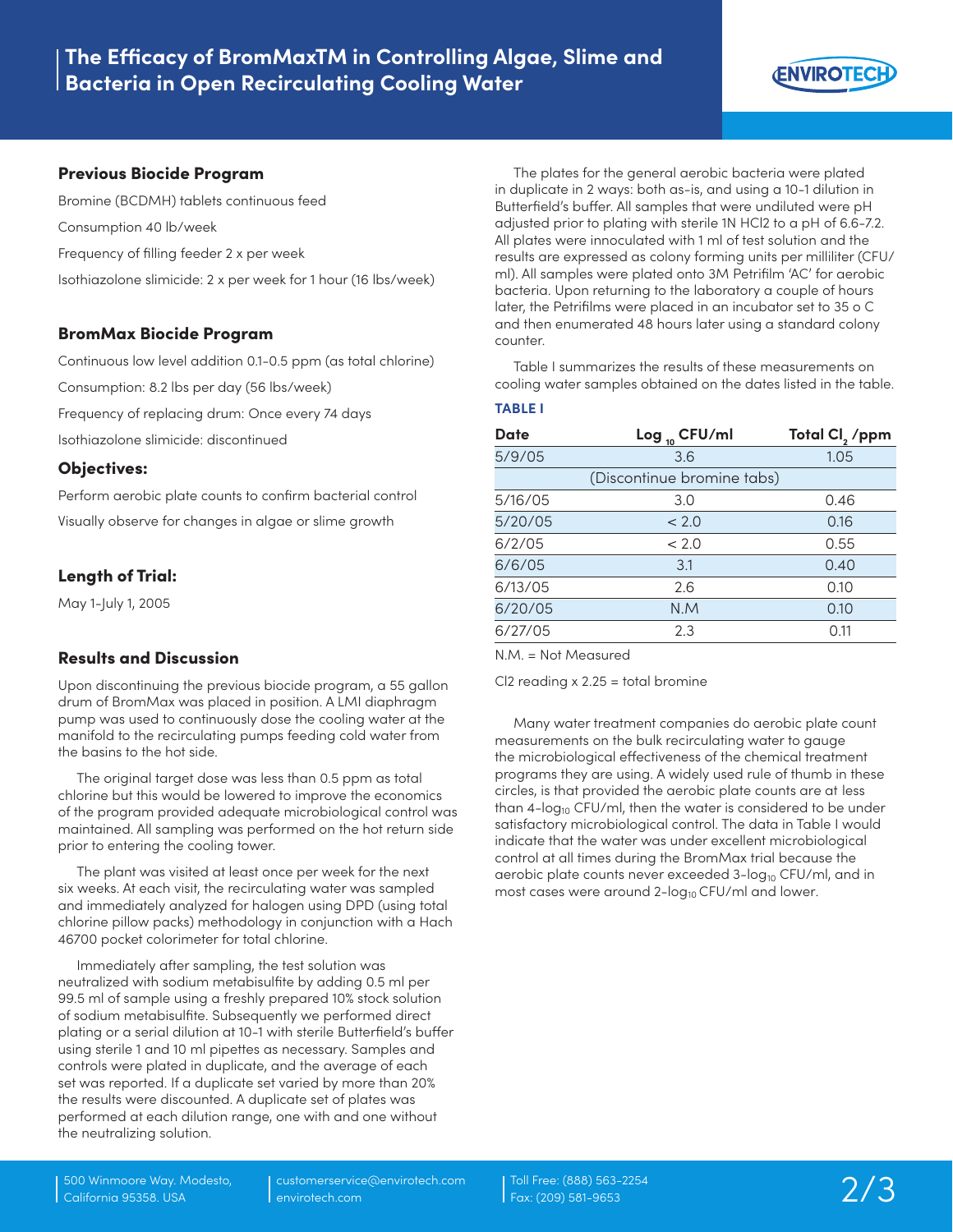### Previous Biocide Program

Bromine (BCDMH) tablets continuous feed

Consumption 40 lb/week

Frequency of filling feeder 2 x per week

Isothiazolone slimicide: 2 x per week for 1 hour (16 lbs/week)

### BromMax Biocide Program

Continuous low level addition 0.1-0.5 ppm (as total chlorine)

Consumption: 8.2 lbs per day (56 lbs/week)

Frequency of replacing drum: Once every 74 days

Isothiazolone slimicide: discontinued

### Objectives:

Perform aerobic plate counts to confirm bacterial control

Visually observe for changes in algae or slime growth

### Length of Trial:

May 1-July 1, 2005

### Results and Discussion

Upon discontinuing the previous biocide program, a 55 gallon drum of BromMax was placed in position. A LMI diaphragm pump was used to continuously dose the cooling water at the manifold to the recirculating pumps feeding cold water from the basins to the hot side.

The original target dose was less than 0.5 ppm as total chlorine but this would be lowered to improve the economics of the program provided adequate microbiological control was maintained. All sampling was performed on the hot return side prior to entering the cooling tower.

The plant was visited at least once per week for the next six weeks. At each visit, the recirculating water was sampled and immediately analyzed for halogen using DPD (using total chlorine pillow packs) methodology in conjunction with a Hach 46700 pocket colorimeter for total chlorine.

Immediately after sampling, the test solution was neutralized with sodium metabisulfite by adding 0.5 ml per 99.5 ml of sample using a freshly prepared 10% stock solution of sodium metabisulfite. Subsequently we performed direct plating or a serial dilution at 10-1 with sterile Butterfield's buffer using sterile 1 and 10 ml pipettes as necessary. Samples and controls were plated in duplicate, and the average of each set was reported. If a duplicate set varied by more than 20% the results were discounted. A duplicate set of plates was performed at each dilution range, one with and one without the neutralizing solution.

The plates for the general aerobic bacteria were plated in duplicate in 2 ways: both as-is, and using a 10-1 dilution in Butterfield's buffer. All samples that were undiluted were pH adjusted prior to plating with sterile 1N HCl2 to a pH of 6.6-7.2. All plates were innoculated with 1 ml of test solution and the results are expressed as colony forming units per milliliter (CFU/ml). All samples were plated onto 3M Petrifilm 'AC' for aerobic bacteria. Upon returning to the laboratory a couple of hours later, the Petrifilms were placed in an incubator set to 35 o C and then enumerated 48 hours later using a standard colony counter.

Table I summarizes the results of these measurements on cooling water samples obtained on the dates listed in the table.

**TABLE I**

| Date | $\text{Log}_{10}$ CFU/ml | Total $Cl_2$ /ppm |
|---|---|---|
| 5/9/05 | 3.6 | 1.05 |
| (Discontinue bromine tabs) | | |
| 5/16/05 | 3.0 | 0.46 |
| 5/20/05 | < 2.0 | 0.16 |
| 6/2/05 | < 2.0 | 0.55 |
| 6/6/05 | 3.1 | 0.40 |
| 6/13/05 | 2.6 | 0.10 |
| 6/20/05 | N.M | 0.10 |
| 6/27/05 | 2.3 | 0.11 |

N.M. = Not Measured

Cl2 reading x 2.25 = total bromine

Many water treatment companies do aerobic plate count measurements on the bulk recirculating water to gauge the microbiological effectiveness of the chemical treatment programs they are using. A widely used rule of thumb in these circles, is that provided the aerobic plate counts are at less than 4-$\log_{10}$ CFU/ml, then the water is considered to be under satisfactory microbiological control. The data in Table I would indicate that the water was under excellent microbiological control at all times during the BromMax trial because the aerobic plate counts never exceeded 3-$\log_{10}$ CFU/ml, and in most cases were around 2-$\log_{10}$ CFU/ml and lower.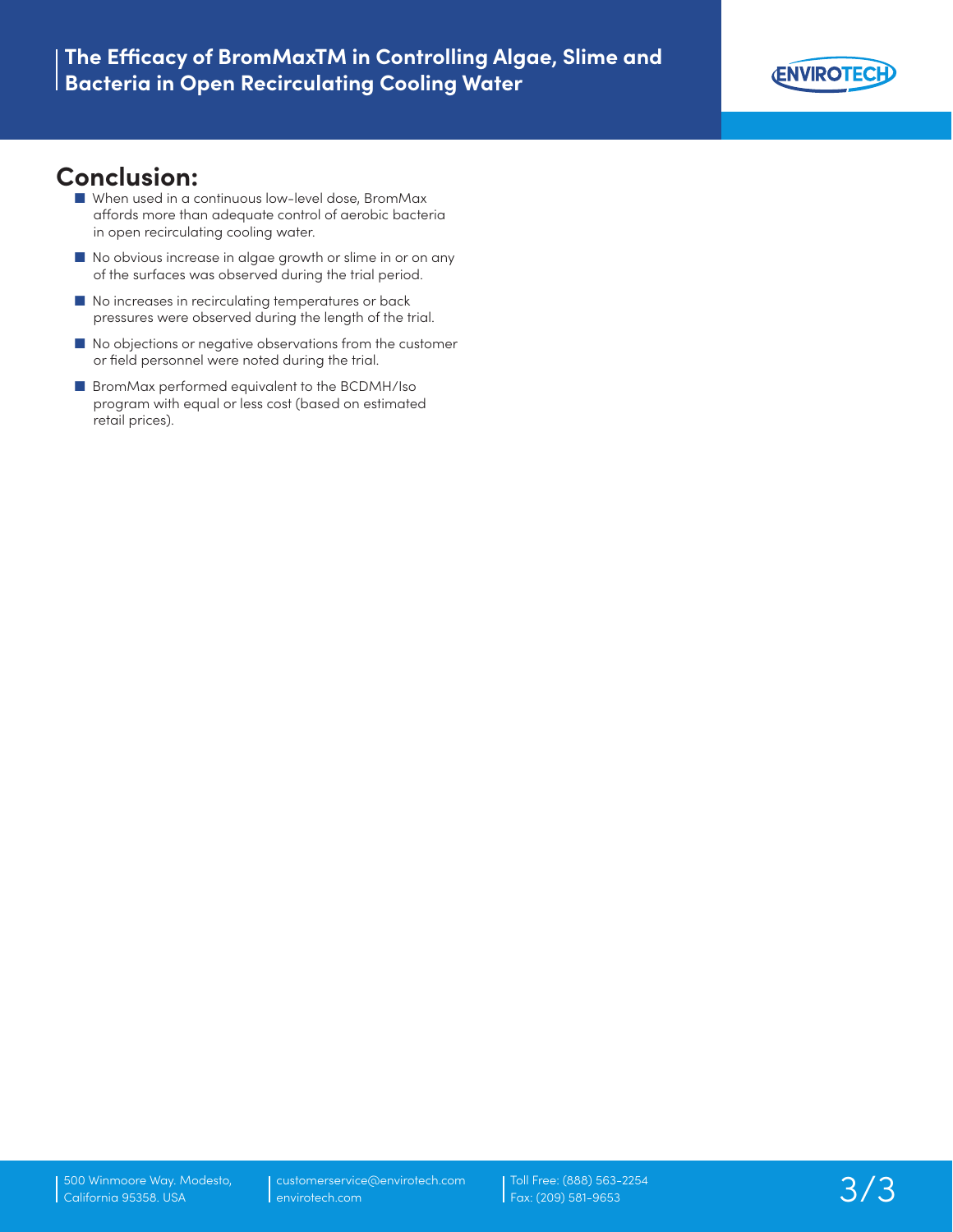## Conclusion:

- When used in a continuous low-level dose, BromMax affords more than adequate control of aerobic bacteria in open recirculating cooling water.
- No obvious increase in algae growth or slime in or on any of the surfaces was observed during the trial period.
- No increases in recirculating temperatures or back pressures were observed during the length of the trial.
- No objections or negative observations from the customer or field personnel were noted during the trial.
- BromMax performed equivalent to the BCDMH/Iso program with equal or less cost (based on estimated retail prices).